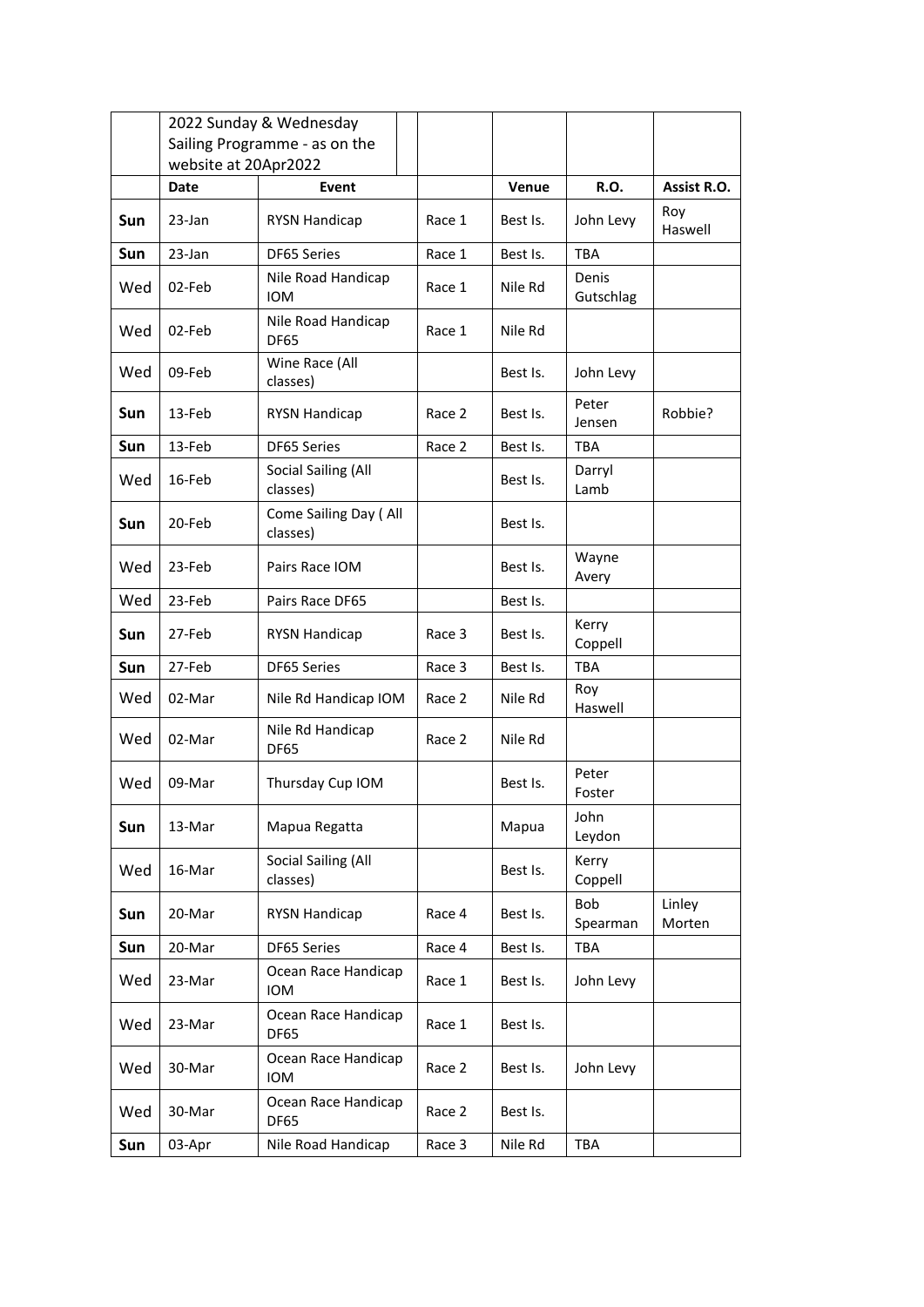| | 2022 Sunday & Wednesday Sailing Programme - as on the website at 20Apr2022 | | | | | |
|---|---|---|---|---|---|---|
| | **Date** | **Event** | | **Venue** | **R.O.** | **Assist R.O.** |
| **Sun** | 23-Jan | RYSN Handicap | Race 1 | Best Is. | John Levy | Roy Haswell |
| **Sun** | 23-Jan | DF65 Series | Race 1 | Best Is. | TBA | |
| Wed | 02-Feb | Nile Road Handicap IOM | Race 1 | Nile Rd | Denis Gutschlag | |
| Wed | 02-Feb | Nile Road Handicap DF65 | Race 1 | Nile Rd | | |
| Wed | 09-Feb | Wine Race (All classes) | | Best Is. | John Levy | |
| **Sun** | 13-Feb | RYSN Handicap | Race 2 | Best Is. | Peter Jensen | Robbie? |
| **Sun** | 13-Feb | DF65 Series | Race 2 | Best Is. | TBA | |
| Wed | 16-Feb | Social Sailing (All classes) | | Best Is. | Darryl Lamb | |
| **Sun** | 20-Feb | Come Sailing Day ( All classes) | | Best Is. | | |
| Wed | 23-Feb | Pairs Race IOM | | Best Is. | Wayne Avery | |
| Wed | 23-Feb | Pairs Race DF65 | | Best Is. | | |
| **Sun** | 27-Feb | RYSN Handicap | Race 3 | Best Is. | Kerry Coppell | |
| **Sun** | 27-Feb | DF65 Series | Race 3 | Best Is. | TBA | |
| Wed | 02-Mar | Nile Rd Handicap IOM | Race 2 | Nile Rd | Roy Haswell | |
| Wed | 02-Mar | Nile Rd Handicap DF65 | Race 2 | Nile Rd | | |
| Wed | 09-Mar | Thursday Cup IOM | | Best Is. | Peter Foster | |
| **Sun** | 13-Mar | Mapua Regatta | | Mapua | John Leydon | |
| Wed | 16-Mar | Social Sailing (All classes) | | Best Is. | Kerry Coppell | |
| **Sun** | 20-Mar | RYSN Handicap | Race 4 | Best Is. | Bob Spearman | Linley Morten |
| **Sun** | 20-Mar | DF65 Series | Race 4 | Best Is. | TBA | |
| Wed | 23-Mar | Ocean Race Handicap IOM | Race 1 | Best Is. | John Levy | |
| Wed | 23-Mar | Ocean Race Handicap DF65 | Race 1 | Best Is. | | |
| Wed | 30-Mar | Ocean Race Handicap IOM | Race 2 | Best Is. | John Levy | |
| Wed | 30-Mar | Ocean Race Handicap DF65 | Race 2 | Best Is. | | |
| **Sun** | 03-Apr | Nile Road Handicap | Race 3 | Nile Rd | TBA | |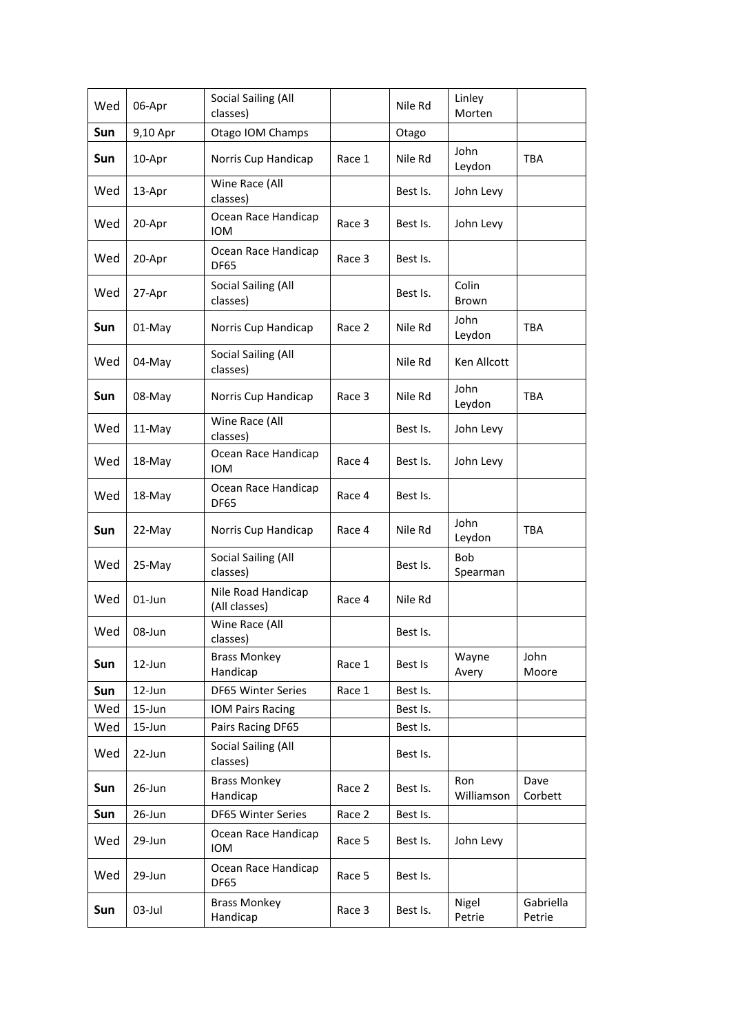| Wed | 06-Apr | Social Sailing (All classes) | | Nile Rd | Linley Morten | |
|---|---|---|---|---|---|---|
| **Sun** | 9,10 Apr | Otago IOM Champs | | Otago | | |
| **Sun** | 10-Apr | Norris Cup Handicap | Race 1 | Nile Rd | John Leydon | TBA |
| Wed | 13-Apr | Wine Race (All classes) | | Best Is. | John Levy | |
| Wed | 20-Apr | Ocean Race Handicap IOM | Race 3 | Best Is. | John Levy | |
| Wed | 20-Apr | Ocean Race Handicap DF65 | Race 3 | Best Is. | | |
| Wed | 27-Apr | Social Sailing (All classes) | | Best Is. | Colin Brown | |
| **Sun** | 01-May | Norris Cup Handicap | Race 2 | Nile Rd | John Leydon | TBA |
| Wed | 04-May | Social Sailing (All classes) | | Nile Rd | Ken Allcott | |
| **Sun** | 08-May | Norris Cup Handicap | Race 3 | Nile Rd | John Leydon | TBA |
| Wed | 11-May | Wine Race (All classes) | | Best Is. | John Levy | |
| Wed | 18-May | Ocean Race Handicap IOM | Race 4 | Best Is. | John Levy | |
| Wed | 18-May | Ocean Race Handicap DF65 | Race 4 | Best Is. | | |
| **Sun** | 22-May | Norris Cup Handicap | Race 4 | Nile Rd | John Leydon | TBA |
| Wed | 25-May | Social Sailing (All classes) | | Best Is. | Bob Spearman | |
| Wed | 01-Jun | Nile Road Handicap (All classes) | Race 4 | Nile Rd | | |
| Wed | 08-Jun | Wine Race (All classes) | | Best Is. | | |
| **Sun** | 12-Jun | Brass Monkey Handicap | Race 1 | Best Is | Wayne Avery | John Moore |
| **Sun** | 12-Jun | DF65 Winter Series | Race 1 | Best Is. | | |
| Wed | 15-Jun | IOM Pairs Racing | | Best Is. | | |
| Wed | 15-Jun | Pairs Racing DF65 | | Best Is. | | |
| Wed | 22-Jun | Social Sailing (All classes) | | Best Is. | | |
| **Sun** | 26-Jun | Brass Monkey Handicap | Race 2 | Best Is. | Ron Williamson | Dave Corbett |
| **Sun** | 26-Jun | DF65 Winter Series | Race 2 | Best Is. | | |
| Wed | 29-Jun | Ocean Race Handicap IOM | Race 5 | Best Is. | John Levy | |
| Wed | 29-Jun | Ocean Race Handicap DF65 | Race 5 | Best Is. | | |
| **Sun** | 03-Jul | Brass Monkey Handicap | Race 3 | Best Is. | Nigel Petrie | Gabriella Petrie |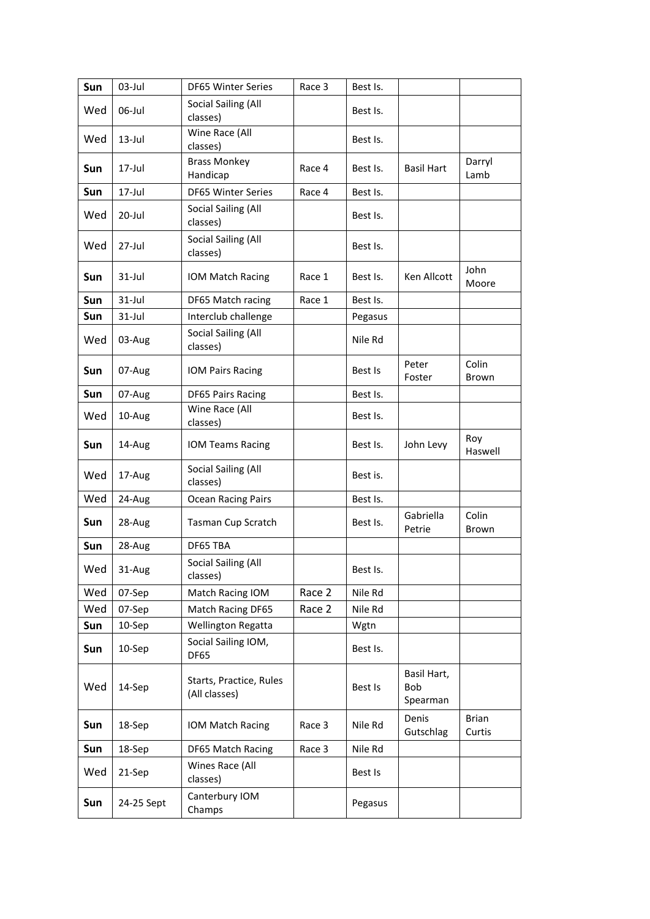| Sun | 03-Jul | DF65 Winter Series | Race 3 | Best Is. | | |
|---|---|---|---|---|---|---|
| Wed | 06-Jul | Social Sailing (All classes) | | Best Is. | | |
| Wed | 13-Jul | Wine Race (All classes) | | Best Is. | | |
| Sun | 17-Jul | Brass Monkey Handicap | Race 4 | Best Is. | Basil Hart | Darryl Lamb |
| Sun | 17-Jul | DF65 Winter Series | Race 4 | Best Is. | | |
| Wed | 20-Jul | Social Sailing (All classes) | | Best Is. | | |
| Wed | 27-Jul | Social Sailing (All classes) | | Best Is. | | |
| Sun | 31-Jul | IOM Match Racing | Race 1 | Best Is. | Ken Allcott | John Moore |
| Sun | 31-Jul | DF65 Match racing | Race 1 | Best Is. | | |
| Sun | 31-Jul | Interclub challenge | | Pegasus | | |
| Wed | 03-Aug | Social Sailing (All classes) | | Nile Rd | | |
| Sun | 07-Aug | IOM Pairs Racing | | Best Is | Peter Foster | Colin Brown |
| Sun | 07-Aug | DF65 Pairs Racing | | Best Is. | | |
| Wed | 10-Aug | Wine Race (All classes) | | Best Is. | | |
| Sun | 14-Aug | IOM Teams Racing | | Best Is. | John Levy | Roy Haswell |
| Wed | 17-Aug | Social Sailing (All classes) | | Best is. | | |
| Wed | 24-Aug | Ocean Racing Pairs | | Best Is. | | |
| Sun | 28-Aug | Tasman Cup Scratch | | Best Is. | Gabriella Petrie | Colin Brown |
| Sun | 28-Aug | DF65 TBA | | | | |
| Wed | 31-Aug | Social Sailing (All classes) | | Best Is. | | |
| Wed | 07-Sep | Match Racing IOM | Race 2 | Nile Rd | | |
| Wed | 07-Sep | Match Racing DF65 | Race 2 | Nile Rd | | |
| Sun | 10-Sep | Wellington Regatta | | Wgtn | | |
| Sun | 10-Sep | Social Sailing IOM, DF65 | | Best Is. | | |
| Wed | 14-Sep | Starts, Practice, Rules (All classes) | | Best Is | Basil Hart, Bob Spearman | |
| Sun | 18-Sep | IOM Match Racing | Race 3 | Nile Rd | Denis Gutschlag | Brian Curtis |
| Sun | 18-Sep | DF65 Match Racing | Race 3 | Nile Rd | | |
| Wed | 21-Sep | Wines Race (All classes) | | Best Is | | |
| Sun | 24-25 Sept | Canterbury IOM Champs | | Pegasus | | |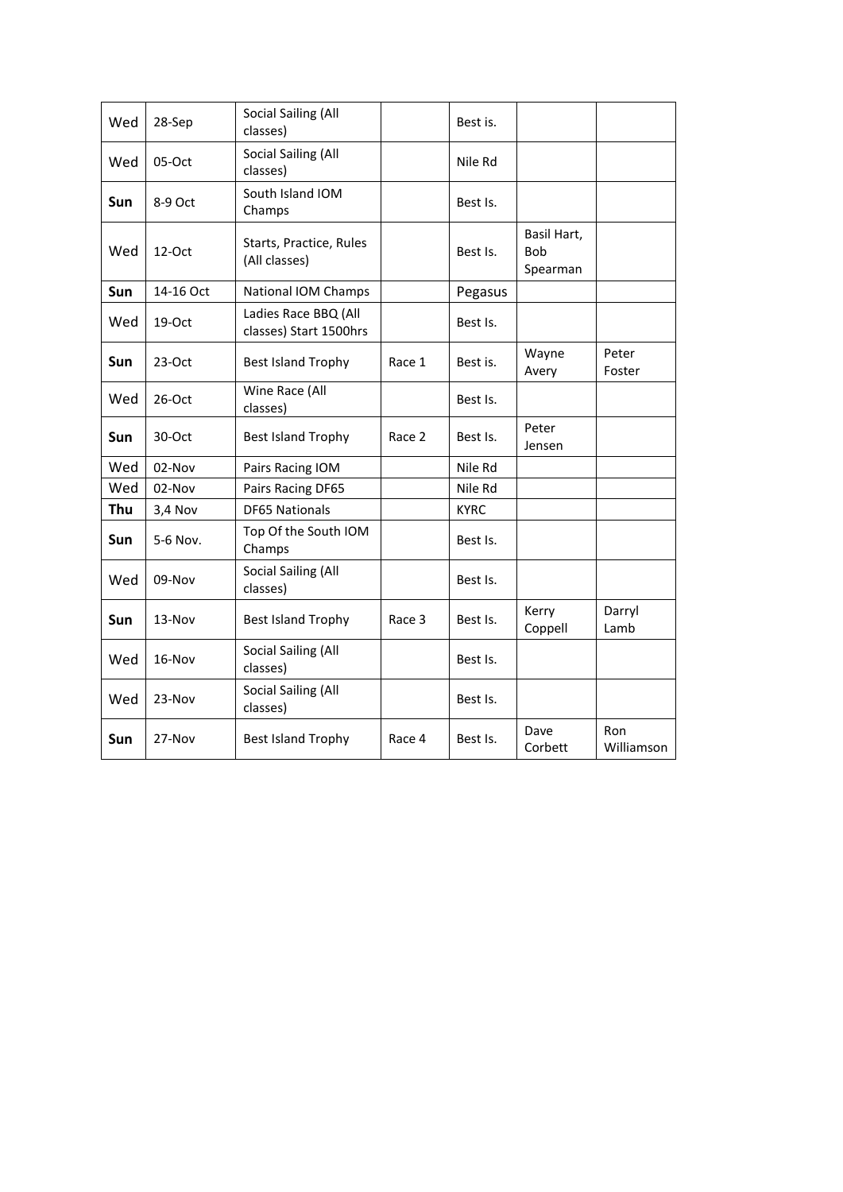| | | | | | | |
|---|---|---|---|---|---|---|
| Wed | 28-Sep | Social Sailing (All classes) | | Best is. | | |
| Wed | 05-Oct | Social Sailing (All classes) | | Nile Rd | | |
| **Sun** | 8-9 Oct | South Island IOM Champs | | Best Is. | | |
| Wed | 12-Oct | Starts, Practice, Rules (All classes) | | Best Is. | Basil Hart, Bob Spearman | |
| **Sun** | 14-16 Oct | National IOM Champs | | Pegasus | | |
| Wed | 19-Oct | Ladies Race BBQ (All classes) Start 1500hrs | | Best Is. | | |
| **Sun** | 23-Oct | Best Island Trophy | Race 1 | Best is. | Wayne Avery | Peter Foster |
| Wed | 26-Oct | Wine Race (All classes) | | Best Is. | | |
| **Sun** | 30-Oct | Best Island Trophy | Race 2 | Best Is. | Peter Jensen | |
| Wed | 02-Nov | Pairs Racing IOM | | Nile Rd | | |
| Wed | 02-Nov | Pairs Racing DF65 | | Nile Rd | | |
| **Thu** | 3,4 Nov | DF65 Nationals | | KYRC | | |
| **Sun** | 5-6 Nov. | Top Of the South IOM Champs | | Best Is. | | |
| Wed | 09-Nov | Social Sailing (All classes) | | Best Is. | | |
| **Sun** | 13-Nov | Best Island Trophy | Race 3 | Best Is. | Kerry Coppell | Darryl Lamb |
| Wed | 16-Nov | Social Sailing (All classes) | | Best Is. | | |
| Wed | 23-Nov | Social Sailing (All classes) | | Best Is. | | |
| **Sun** | 27-Nov | Best Island Trophy | Race 4 | Best Is. | Dave Corbett | Ron Williamson |